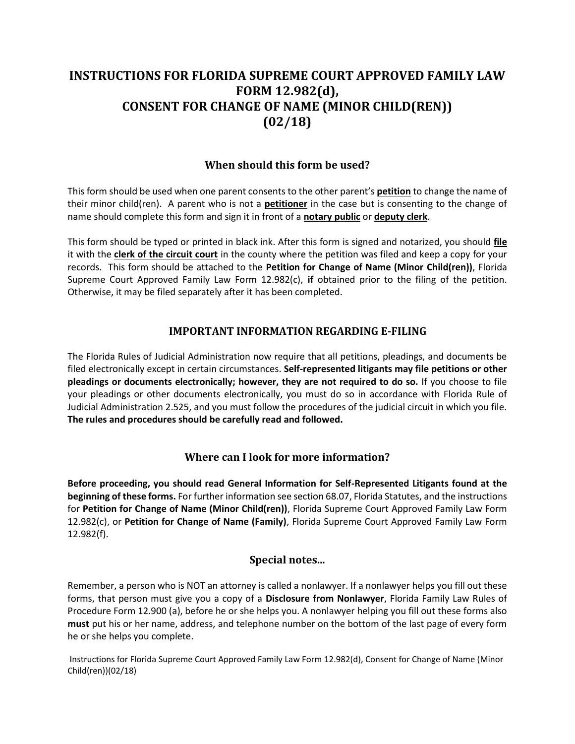# INSTRUCTIONS FOR FLORIDA SUPREME COURT APPROVED FAMILY LAW FORM 12.982(d), CONSENT FOR CHANGE OF NAME (MINOR CHILD(REN)) (02/18)

## When should this form be used?

This form should be used when one parent consents to the other parent's **petition** to change the name of their minor child(ren). A parent who is not a **petitioner** in the case but is consenting to the change of name should complete this form and sign it in front of a **notary public** or **deputy clerk**.

This form should be typed or printed in black ink. After this form is signed and notarized, you should **file** it with the **clerk of the circuit court** in the county where the petition was filed and keep a copy for your records. This form should be attached to the **Petition for Change of Name (Minor Child(ren))**, Florida Supreme Court Approved Family Law Form 12.982(c), **if** obtained prior to the filing of the petition. Otherwise, it may be filed separately after it has been completed.

## IMPORTANT INFORMATION REGARDING E-FILING

The Florida Rules of Judicial Administration now require that all petitions, pleadings, and documents be filed electronically except in certain circumstances. **Self-represented litigants may file petitions or other pleadings or documents electronically; however, they are not required to do so.** If you choose to file your pleadings or other documents electronically, you must do so in accordance with Florida Rule of Judicial Administration 2.525, and you must follow the procedures of the judicial circuit in which you file. **The rules and procedures should be carefully read and followed.**

## Where can I look for more information?

**Before proceeding, you should read General Information for Self-Represented Litigants found at the beginning of these forms.** For further information see section 68.07, Florida Statutes, and the instructions for **Petition for Change of Name (Minor Child(ren))**, Florida Supreme Court Approved Family Law Form 12.982(c), or **Petition for Change of Name (Family)**, Florida Supreme Court Approved Family Law Form 12.982(f).

## Special notes...

Remember, a person who is NOT an attorney is called a nonlawyer. If a nonlawyer helps you fill out these forms, that person must give you a copy of a **Disclosure from Nonlawyer**, Florida Family Law Rules of Procedure Form 12.900 (a), before he or she helps you. A nonlawyer helping you fill out these forms also **must** put his or her name, address, and telephone number on the bottom of the last page of every form he or she helps you complete.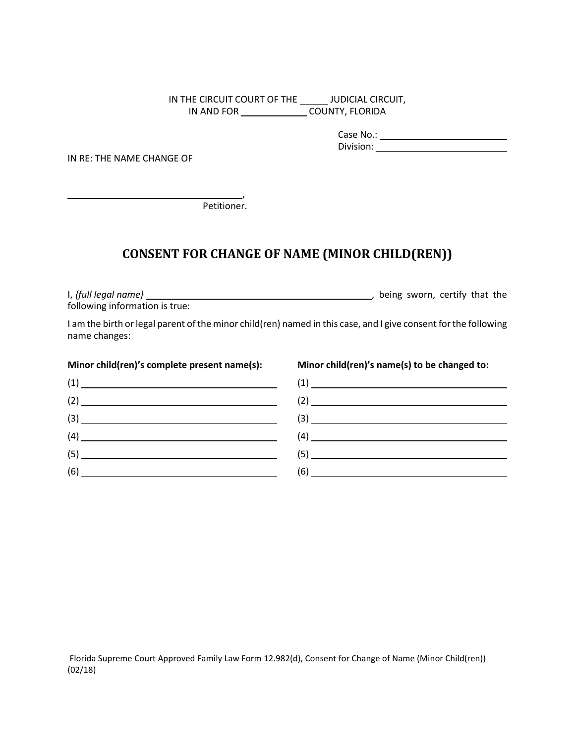IN THE CIRCUIT COURT OF THE _____ JUDICIAL CIRCUIT,
IN AND FOR ____________ COUNTY, FLORIDA

Case No.: ______________________
Division: ______________________

IN RE: THE NAME CHANGE OF

________________________________,
Petitioner.

## CONSENT FOR CHANGE OF NAME (MINOR CHILD(REN))

I, *{full legal name}* ____________________________________________, being sworn, certify that the following information is true:

I am the birth or legal parent of the minor child(ren) named in this case, and I give consent for the following name changes:

| Minor child(ren)'s complete present name(s): | Minor child(ren)'s name(s) to be changed to: |
| --- | --- |
| (1) ______________________________ | (1) ______________________________ |
| (2) ______________________________ | (2) ______________________________ |
| (3) ______________________________ | (3) ______________________________ |
| (4) ______________________________ | (4) ______________________________ |
| (5) ______________________________ | (5) ______________________________ |
| (6) ______________________________ | (6) ______________________________ |

Florida Supreme Court Approved Family Law Form 12.982(d), Consent for Change of Name (Minor Child(ren)) (02/18)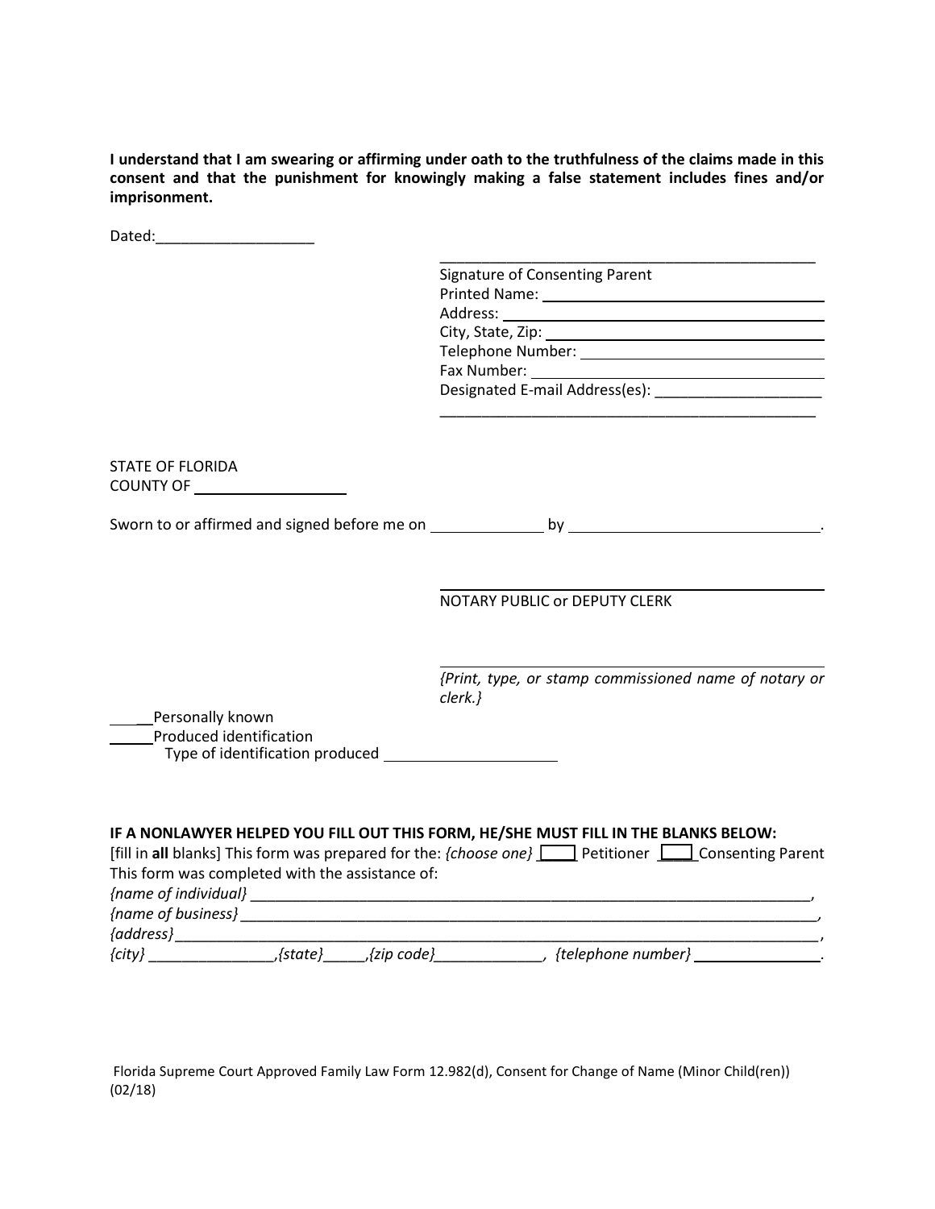**I understand that I am swearing or affirming under oath to the truthfulness of the claims made in this consent and that the punishment for knowingly making a false statement includes fines and/or imprisonment.**

Dated:___________________

_______________________________________________
Signature of Consenting Parent
Printed Name: ______________________________
Address: ______________________________
City, State, Zip: ______________________________
Telephone Number: ______________________________
Fax Number: ______________________________
Designated E-mail Address(es): ____________________
_______________________________________________

STATE OF FLORIDA
COUNTY OF __________________

Sworn to or affirmed and signed before me on _____________ by ______________________________.

_______________________________________________
NOTARY PUBLIC or DEPUTY CLERK

_______________________________________________
*{Print, type, or stamp commissioned name of notary or clerk.}*

_____Personally known
_____Produced identification
Type of identification produced ____________________

**IF A NONLAWYER HELPED YOU FILL OUT THIS FORM, HE/SHE MUST FILL IN THE BLANKS BELOW:**
[fill in **all** blanks] This form was prepared for the: *{choose one}* ____ Petitioner ____ Consenting Parent
This form was completed with the assistance of:
*{name of individual}* ______________________________________________________________________,
*{name of business}* ______________________________________________________________________,
*{address}* ______________________________________________________________________________,
*{city}* _______________,*{state}*_____,*{zip code}*_____________, *{telephone number}* _______________.

Florida Supreme Court Approved Family Law Form 12.982(d), Consent for Change of Name (Minor Child(ren)) (02/18)